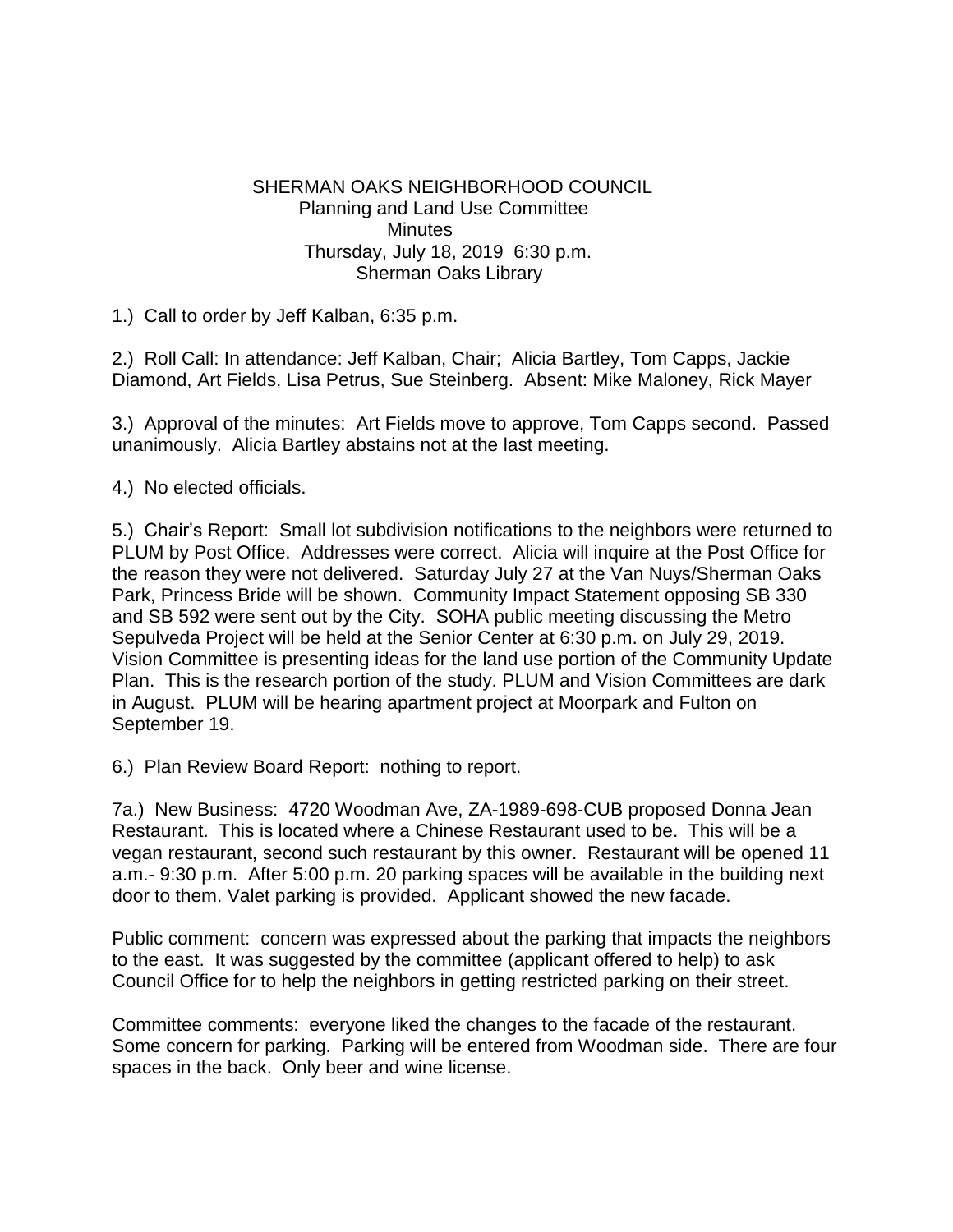# SHERMAN OAKS NEIGHBORHOOD COUNCIL

## Planning and Land Use Committee

### Minutes

Thursday, July 18, 2019 6:30 p.m.

Sherman Oaks Library

1.) Call to order by Jeff Kalban, 6:35 p.m.

2.) Roll Call: In attendance: Jeff Kalban, Chair; Alicia Bartley, Tom Capps, Jackie Diamond, Art Fields, Lisa Petrus, Sue Steinberg. Absent: Mike Maloney, Rick Mayer

3.) Approval of the minutes: Art Fields move to approve, Tom Capps second. Passed unanimously. Alicia Bartley abstains not at the last meeting.

4.) No elected officials.

5.) Chair's Report: Small lot subdivision notifications to the neighbors were returned to PLUM by Post Office. Addresses were correct. Alicia will inquire at the Post Office for the reason they were not delivered. Saturday July 27 at the Van Nuys/Sherman Oaks Park, Princess Bride will be shown. Community Impact Statement opposing SB 330 and SB 592 were sent out by the City. SOHA public meeting discussing the Metro Sepulveda Project will be held at the Senior Center at 6:30 p.m. on July 29, 2019. Vision Committee is presenting ideas for the land use portion of the Community Update Plan. This is the research portion of the study. PLUM and Vision Committees are dark in August. PLUM will be hearing apartment project at Moorpark and Fulton on September 19.

6.) Plan Review Board Report: nothing to report.

7a.) New Business: 4720 Woodman Ave, ZA-1989-698-CUB proposed Donna Jean Restaurant. This is located where a Chinese Restaurant used to be. This will be a vegan restaurant, second such restaurant by this owner. Restaurant will be opened 11 a.m.- 9:30 p.m. After 5:00 p.m. 20 parking spaces will be available in the building next door to them. Valet parking is provided. Applicant showed the new facade.

Public comment: concern was expressed about the parking that impacts the neighbors to the east. It was suggested by the committee (applicant offered to help) to ask Council Office for to help the neighbors in getting restricted parking on their street.

Committee comments: everyone liked the changes to the facade of the restaurant. Some concern for parking. Parking will be entered from Woodman side. There are four spaces in the back. Only beer and wine license.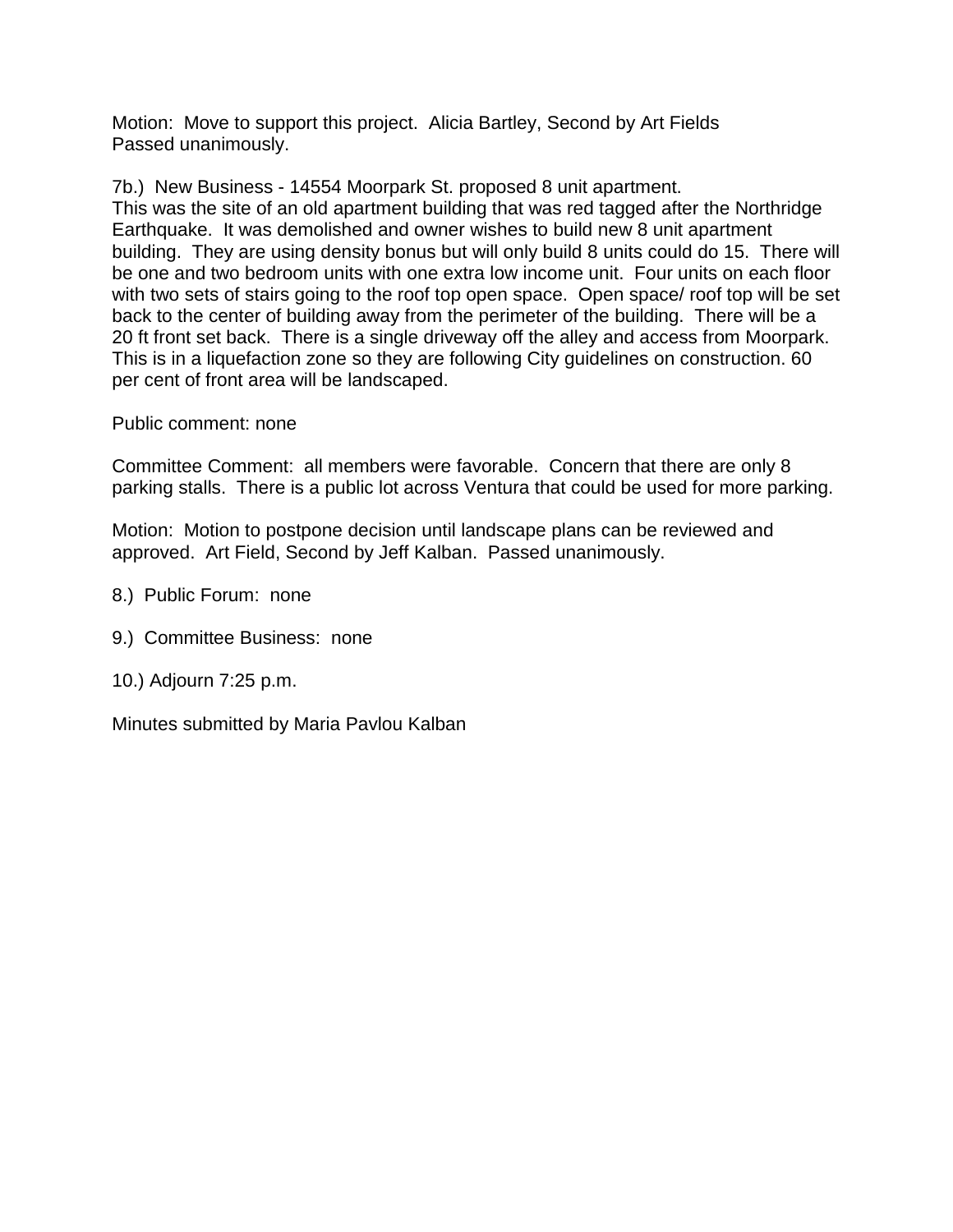Motion: Move to support this project. Alicia Bartley, Second by Art Fields
Passed unanimously.

7b.) New Business - 14554 Moorpark St. proposed 8 unit apartment.
This was the site of an old apartment building that was red tagged after the Northridge Earthquake. It was demolished and owner wishes to build new 8 unit apartment building. They are using density bonus but will only build 8 units could do 15. There will be one and two bedroom units with one extra low income unit. Four units on each floor with two sets of stairs going to the roof top open space. Open space/ roof top will be set back to the center of building away from the perimeter of the building. There will be a 20 ft front set back. There is a single driveway off the alley and access from Moorpark. This is in a liquefaction zone so they are following City guidelines on construction. 60 per cent of front area will be landscaped.

Public comment: none

Committee Comment: all members were favorable. Concern that there are only 8 parking stalls. There is a public lot across Ventura that could be used for more parking.

Motion: Motion to postpone decision until landscape plans can be reviewed and approved. Art Field, Second by Jeff Kalban. Passed unanimously.

8.) Public Forum: none

9.) Committee Business: none

10.) Adjourn 7:25 p.m.

Minutes submitted by Maria Pavlou Kalban